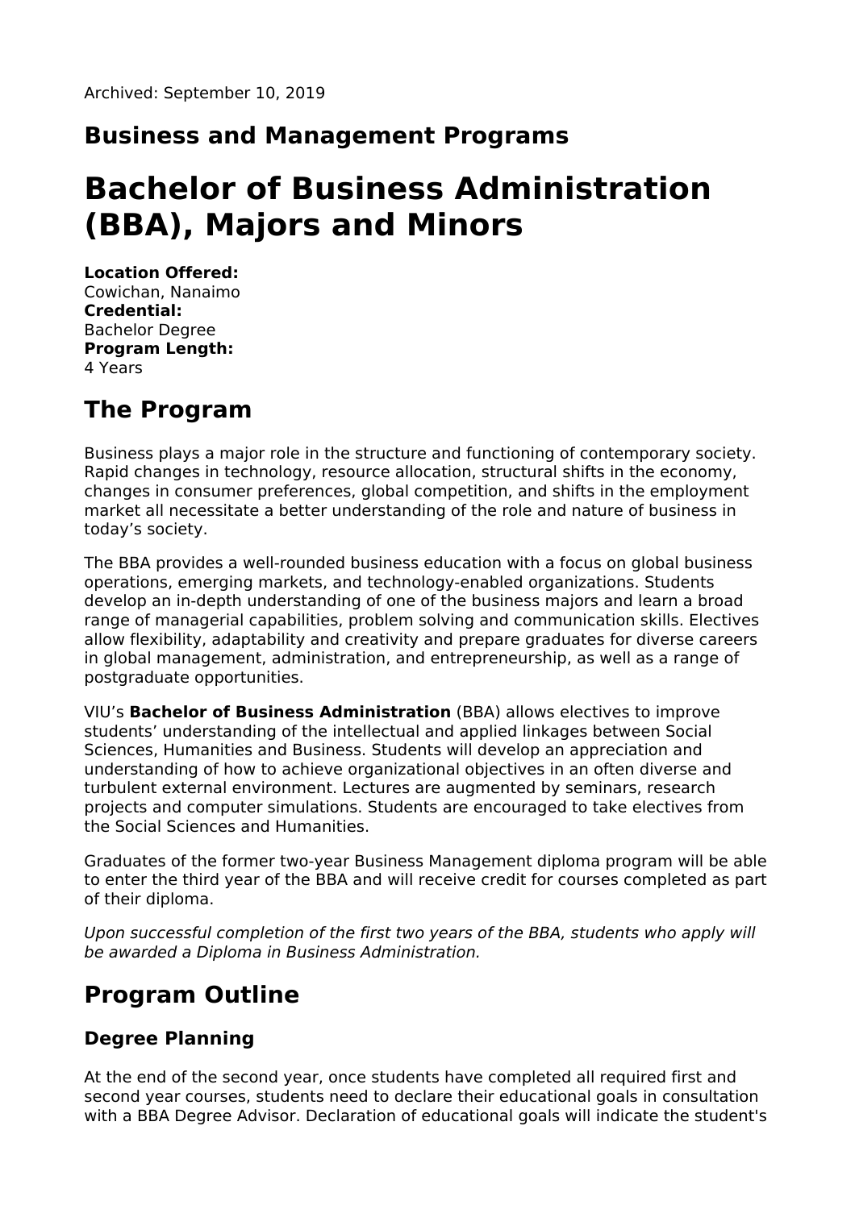Archived: September 10, 2019

### Business and Management Programs

# Bachelor of Business Administration (BBA), Majors and Minors

**Location Offered:**
Cowichan, Nanaimo
**Credential:**
Bachelor Degree
**Program Length:**
4 Years

## The Program

Business plays a major role in the structure and functioning of contemporary society. Rapid changes in technology, resource allocation, structural shifts in the economy, changes in consumer preferences, global competition, and shifts in the employment market all necessitate a better understanding of the role and nature of business in today's society.

The BBA provides a well-rounded business education with a focus on global business operations, emerging markets, and technology-enabled organizations. Students develop an in-depth understanding of one of the business majors and learn a broad range of managerial capabilities, problem solving and communication skills. Electives allow flexibility, adaptability and creativity and prepare graduates for diverse careers in global management, administration, and entrepreneurship, as well as a range of postgraduate opportunities.

VIU's **Bachelor of Business Administration** (BBA) allows electives to improve students' understanding of the intellectual and applied linkages between Social Sciences, Humanities and Business. Students will develop an appreciation and understanding of how to achieve organizational objectives in an often diverse and turbulent external environment. Lectures are augmented by seminars, research projects and computer simulations. Students are encouraged to take electives from the Social Sciences and Humanities.

Graduates of the former two-year Business Management diploma program will be able to enter the third year of the BBA and will receive credit for courses completed as part of their diploma.

*Upon successful completion of the first two years of the BBA, students who apply will be awarded a Diploma in Business Administration.*

## Program Outline

### Degree Planning

At the end of the second year, once students have completed all required first and second year courses, students need to declare their educational goals in consultation with a BBA Degree Advisor. Declaration of educational goals will indicate the student's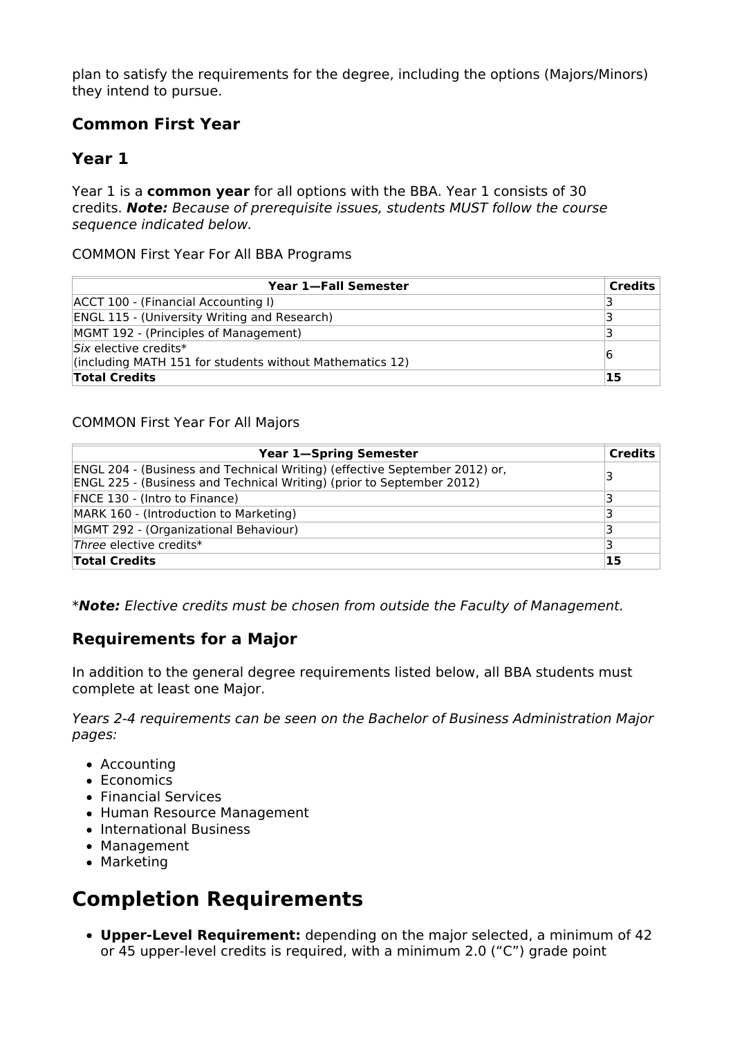plan to satisfy the requirements for the degree, including the options (Majors/Minors) they intend to pursue.

### Common First Year

### Year 1

Year 1 is a **common year** for all options with the BBA. Year 1 consists of 30 credits. ***Note:*** *Because of prerequisite issues, students MUST follow the course sequence indicated below.*

COMMON First Year For All BBA Programs

| Year 1—Fall Semester | Credits |
|---|---|
| ACCT 100 - (Financial Accounting I) | 3 |
| ENGL 115 - (University Writing and Research) | 3 |
| MGMT 192 - (Principles of Management) | 3 |
| *Six* elective credits*<br>(including MATH 151 for students without Mathematics 12) | 6 |
| **Total Credits** | **15** |

COMMON First Year For All Majors

| Year 1—Spring Semester | Credits |
|---|---|
| ENGL 204 - (Business and Technical Writing) (effective September 2012) or,<br>ENGL 225 - (Business and Technical Writing) (prior to September 2012) | 3 |
| FNCE 130 - (Intro to Finance) | 3 |
| MARK 160 - (Introduction to Marketing) | 3 |
| MGMT 292 - (Organizational Behaviour) | 3 |
| *Three* elective credits* | 3 |
| **Total Credits** | **15** |

****Note:*** *Elective credits must be chosen from outside the Faculty of Management.*

### Requirements for a Major

In addition to the general degree requirements listed below, all BBA students must complete at least one Major.

*Years 2-4 requirements can be seen on the Bachelor of Business Administration Major pages:*

- Accounting
- Economics
- Financial Services
- Human Resource Management
- International Business
- Management
- Marketing

# Completion Requirements

- **Upper-Level Requirement:** depending on the major selected, a minimum of 42 or 45 upper-level credits is required, with a minimum 2.0 ("C") grade point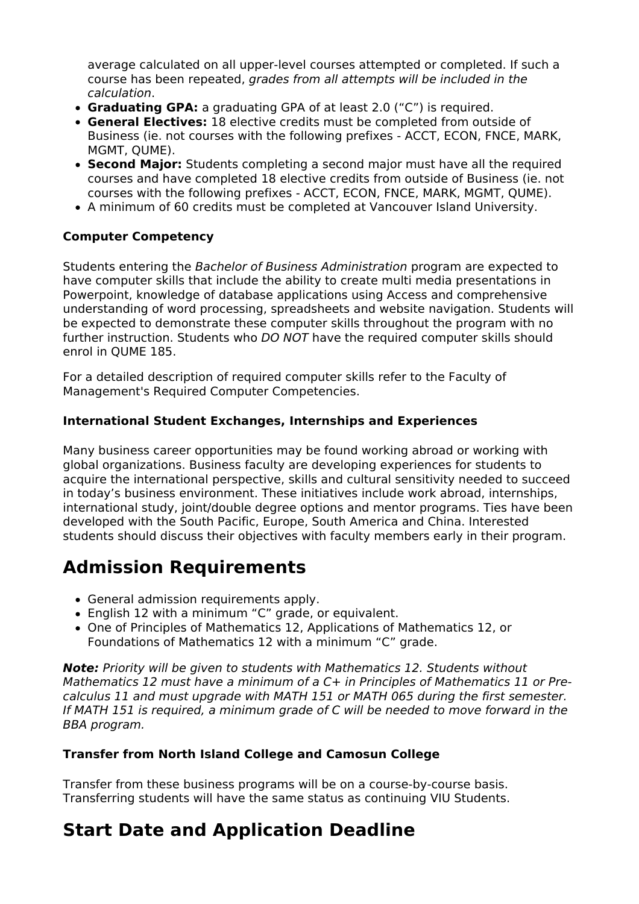average calculated on all upper-level courses attempted or completed. If such a course has been repeated, *grades from all attempts will be included in the calculation*.

- **Graduating GPA:** a graduating GPA of at least 2.0 (“C”) is required.
- **General Electives:** 18 elective credits must be completed from outside of Business (ie. not courses with the following prefixes - ACCT, ECON, FNCE, MARK, MGMT, QUME).
- **Second Major:** Students completing a second major must have all the required courses and have completed 18 elective credits from outside of Business (ie. not courses with the following prefixes - ACCT, ECON, FNCE, MARK, MGMT, QUME).
- A minimum of 60 credits must be completed at Vancouver Island University.

#### Computer Competency

Students entering the *Bachelor of Business Administration* program are expected to have computer skills that include the ability to create multi media presentations in Powerpoint, knowledge of database applications using Access and comprehensive understanding of word processing, spreadsheets and website navigation. Students will be expected to demonstrate these computer skills throughout the program with no further instruction. Students who *DO NOT* have the required computer skills should enrol in QUME 185.

For a detailed description of required computer skills refer to the Faculty of Management's Required Computer Competencies.

#### International Student Exchanges, Internships and Experiences

Many business career opportunities may be found working abroad or working with global organizations. Business faculty are developing experiences for students to acquire the international perspective, skills and cultural sensitivity needed to succeed in today’s business environment. These initiatives include work abroad, internships, international study, joint/double degree options and mentor programs. Ties have been developed with the South Pacific, Europe, South America and China. Interested students should discuss their objectives with faculty members early in their program.

## Admission Requirements

- General admission requirements apply.
- English 12 with a minimum “C” grade, or equivalent.
- One of Principles of Mathematics 12, Applications of Mathematics 12, or Foundations of Mathematics 12 with a minimum “C” grade.

***Note:*** *Priority will be given to students with Mathematics 12. Students without Mathematics 12 must have a minimum of a C+ in Principles of Mathematics 11 or Pre-calculus 11 and must upgrade with MATH 151 or MATH 065 during the first semester. If MATH 151 is required, a minimum grade of C will be needed to move forward in the BBA program.*

#### Transfer from North Island College and Camosun College

Transfer from these business programs will be on a course-by-course basis. Transferring students will have the same status as continuing VIU Students.

## Start Date and Application Deadline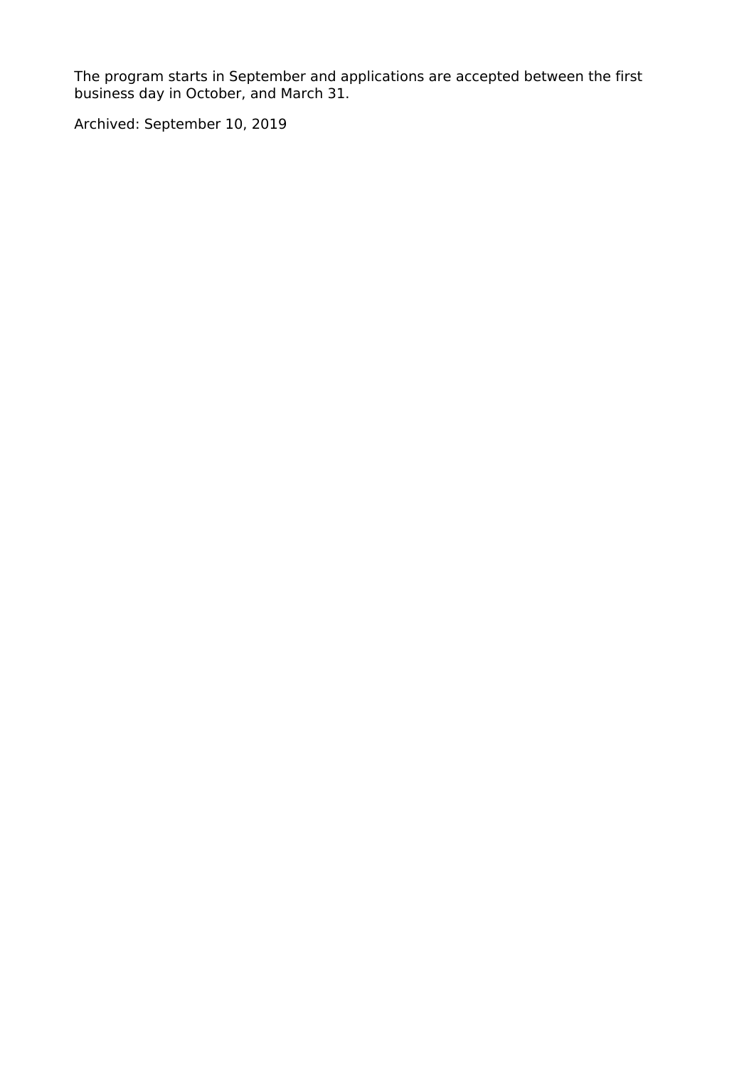The program starts in September and applications are accepted between the first business day in October, and March 31.

Archived: September 10, 2019